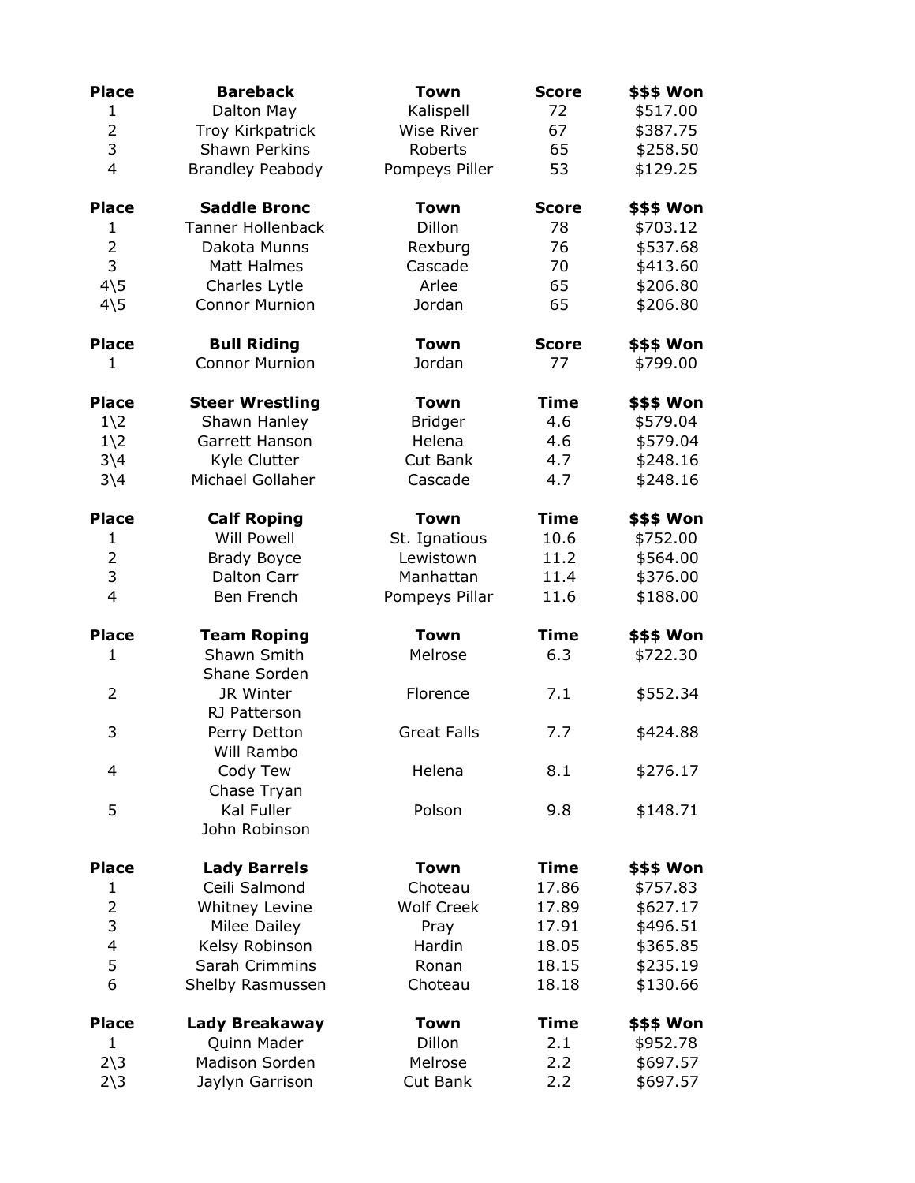| Place | Bareback | Town | Score | $$$ Won |
|---|---|---|---|---|
| 1 | Dalton May | Kalispell | 72 | $517.00 |
| 2 | Troy Kirkpatrick | Wise River | 67 | $387.75 |
| 3 | Shawn Perkins | Roberts | 65 | $258.50 |
| 4 | Brandley Peabody | Pompeys Piller | 53 | $129.25 |

| Place | Saddle Bronc | Town | Score | $$$ Won |
|---|---|---|---|---|
| 1 | Tanner Hollenback | Dillon | 78 | $703.12 |
| 2 | Dakota Munns | Rexburg | 76 | $537.68 |
| 3 | Matt Halmes | Cascade | 70 | $413.60 |
| 4\5 | Charles Lytle | Arlee | 65 | $206.80 |
| 4\5 | Connor Murnion | Jordan | 65 | $206.80 |

| Place | Bull Riding | Town | Score | $$$ Won |
|---|---|---|---|---|
| 1 | Connor Murnion | Jordan | 77 | $799.00 |

| Place | Steer Wrestling | Town | Time | $$$ Won |
|---|---|---|---|---|
| 1\2 | Shawn Hanley | Bridger | 4.6 | $579.04 |
| 1\2 | Garrett Hanson | Helena | 4.6 | $579.04 |
| 3\4 | Kyle Clutter | Cut Bank | 4.7 | $248.16 |
| 3\4 | Michael Gollaher | Cascade | 4.7 | $248.16 |

| Place | Calf Roping | Town | Time | $$$ Won |
|---|---|---|---|---|
| 1 | Will Powell | St. Ignatious | 10.6 | $752.00 |
| 2 | Brady Boyce | Lewistown | 11.2 | $564.00 |
| 3 | Dalton Carr | Manhattan | 11.4 | $376.00 |
| 4 | Ben French | Pompeys Pillar | 11.6 | $188.00 |

| Place | Team Roping | Town | Time | $$$ Won |
|---|---|---|---|---|
| 1 | Shawn Smith<br>Shane Sorden | Melrose | 6.3 | $722.30 |
| 2 | JR Winter<br>RJ Patterson | Florence | 7.1 | $552.34 |
| 3 | Perry Detton<br>Will Rambo | Great Falls | 7.7 | $424.88 |
| 4 | Cody Tew<br>Chase Tryan | Helena | 8.1 | $276.17 |
| 5 | Kal Fuller<br>John Robinson | Polson | 9.8 | $148.71 |

| Place | Lady Barrels | Town | Time | $$$ Won |
|---|---|---|---|---|
| 1 | Ceili Salmond | Choteau | 17.86 | $757.83 |
| 2 | Whitney Levine | Wolf Creek | 17.89 | $627.17 |
| 3 | Milee Dailey | Pray | 17.91 | $496.51 |
| 4 | Kelsy Robinson | Hardin | 18.05 | $365.85 |
| 5 | Sarah Crimmins | Ronan | 18.15 | $235.19 |
| 6 | Shelby Rasmussen | Choteau | 18.18 | $130.66 |

| Place | Lady Breakaway | Town | Time | $$$ Won |
|---|---|---|---|---|
| 1 | Quinn Mader | Dillon | 2.1 | $952.78 |
| 2\3 | Madison Sorden | Melrose | 2.2 | $697.57 |
| 2\3 | Jaylyn Garrison | Cut Bank | 2.2 | $697.57 |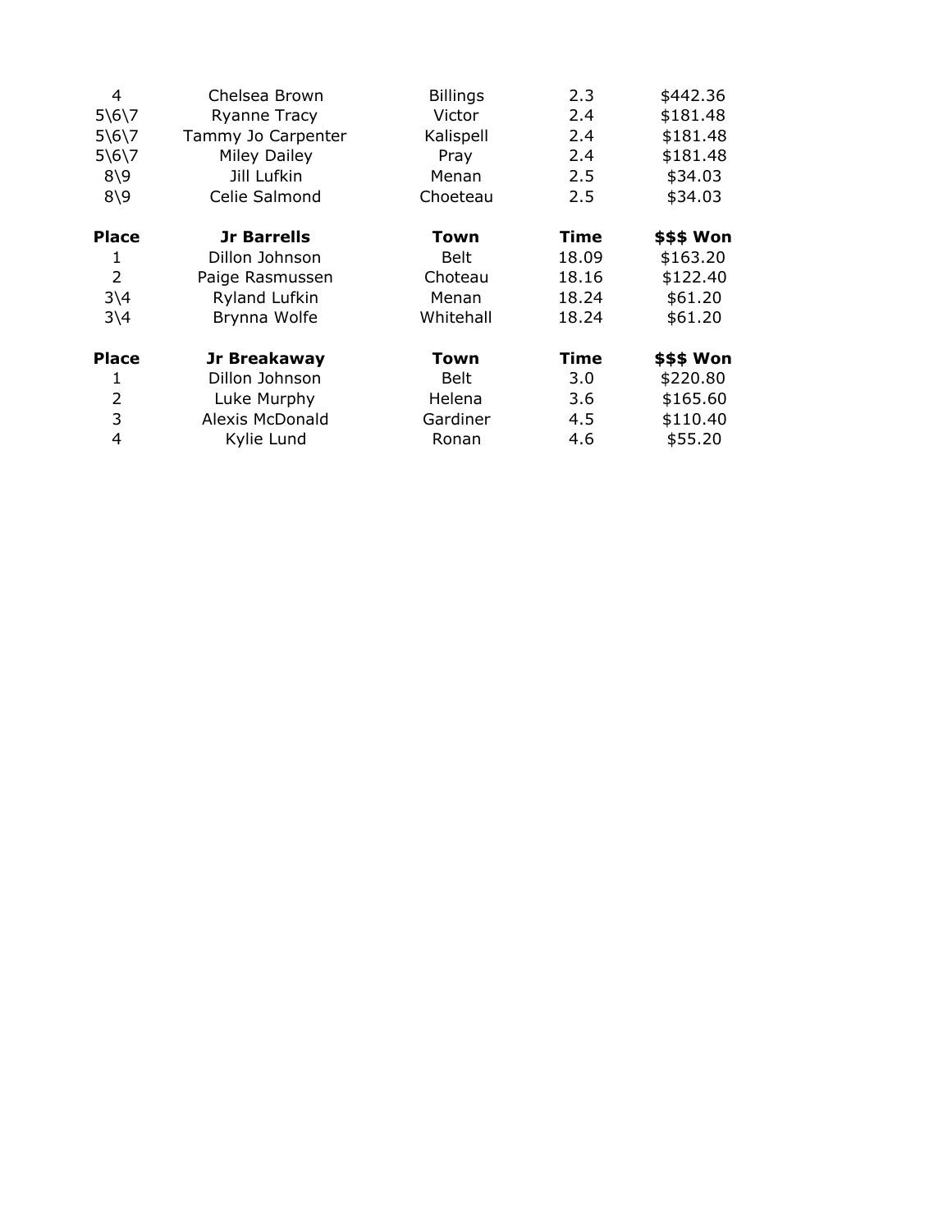| | | | | |
|---|---|---|---|---|
| 4 | Chelsea Brown | Billings | 2.3 | $442.36 |
| 5\6\7 | Ryanne Tracy | Victor | 2.4 | $181.48 |
| 5\6\7 | Tammy Jo Carpenter | Kalispell | 2.4 | $181.48 |
| 5\6\7 | Miley Dailey | Pray | 2.4 | $181.48 |
| 8\9 | Jill Lufkin | Menan | 2.5 | $34.03 |
| 8\9 | Celie Salmond | Choeteau | 2.5 | $34.03 |

| **Place** | **Jr Barrells** | **Town** | **Time** | **$$$ Won** |
|---|---|---|---|---|
| 1 | Dillon Johnson | Belt | 18.09 | $163.20 |
| 2 | Paige Rasmussen | Choteau | 18.16 | $122.40 |
| 3\4 | Ryland Lufkin | Menan | 18.24 | $61.20 |
| 3\4 | Brynna Wolfe | Whitehall | 18.24 | $61.20 |

| **Place** | **Jr Breakaway** | **Town** | **Time** | **$$$ Won** |
|---|---|---|---|---|
| 1 | Dillon Johnson | Belt | 3.0 | $220.80 |
| 2 | Luke Murphy | Helena | 3.6 | $165.60 |
| 3 | Alexis McDonald | Gardiner | 4.5 | $110.40 |
| 4 | Kylie Lund | Ronan | 4.6 | $55.20 |